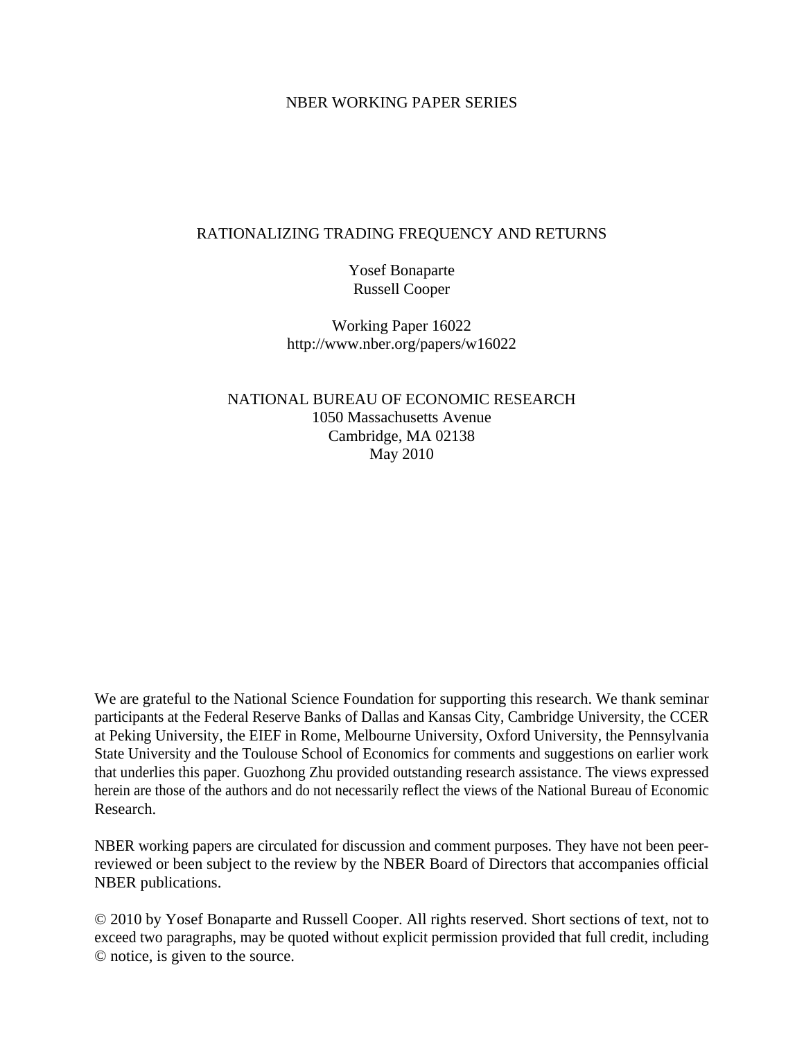NBER WORKING PAPER SERIES

# RATIONALIZING TRADING FREQUENCY AND RETURNS

Yosef Bonaparte
Russell Cooper

Working Paper 16022
http://www.nber.org/papers/w16022

NATIONAL BUREAU OF ECONOMIC RESEARCH
1050 Massachusetts Avenue
Cambridge, MA 02138
May 2010

We are grateful to the National Science Foundation for supporting this research. We thank seminar participants at the Federal Reserve Banks of Dallas and Kansas City, Cambridge University, the CCER at Peking University, the EIEF in Rome, Melbourne University, Oxford University, the Pennsylvania State University and the Toulouse School of Economics for comments and suggestions on earlier work that underlies this paper. Guozhong Zhu provided outstanding research assistance. The views expressed herein are those of the authors and do not necessarily reflect the views of the National Bureau of Economic Research.

NBER working papers are circulated for discussion and comment purposes. They have not been peer-reviewed or been subject to the review by the NBER Board of Directors that accompanies official NBER publications.

© 2010 by Yosef Bonaparte and Russell Cooper. All rights reserved. Short sections of text, not to exceed two paragraphs, may be quoted without explicit permission provided that full credit, including © notice, is given to the source.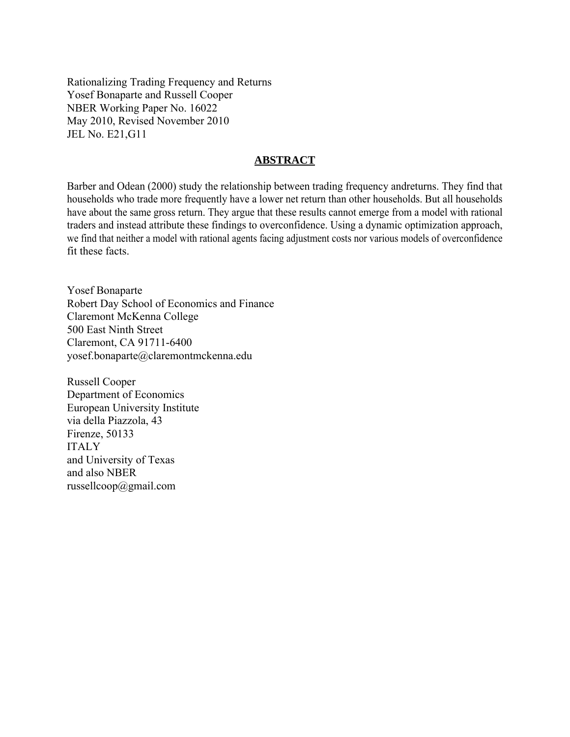Rationalizing Trading Frequency and Returns
Yosef Bonaparte and Russell Cooper
NBER Working Paper No. 16022
May 2010, Revised November 2010
JEL No. E21,G11

## ABSTRACT

Barber and Odean (2000) study the relationship between trading frequency andreturns. They find that households who trade more frequently have a lower net return than other households. But all households have about the same gross return. They argue that these results cannot emerge from a model with rational traders and instead attribute these findings to overconfidence. Using a dynamic optimization approach, we find that neither a model with rational agents facing adjustment costs nor various models of overconfidence fit these facts.

Yosef Bonaparte
Robert Day School of Economics and Finance
Claremont McKenna College
500 East Ninth Street
Claremont, CA 91711-6400
yosef.bonaparte@claremontmckenna.edu

Russell Cooper
Department of Economics
European University Institute
via della Piazzola, 43
Firenze, 50133
ITALY
and University of Texas
and also NBER
russellcoop@gmail.com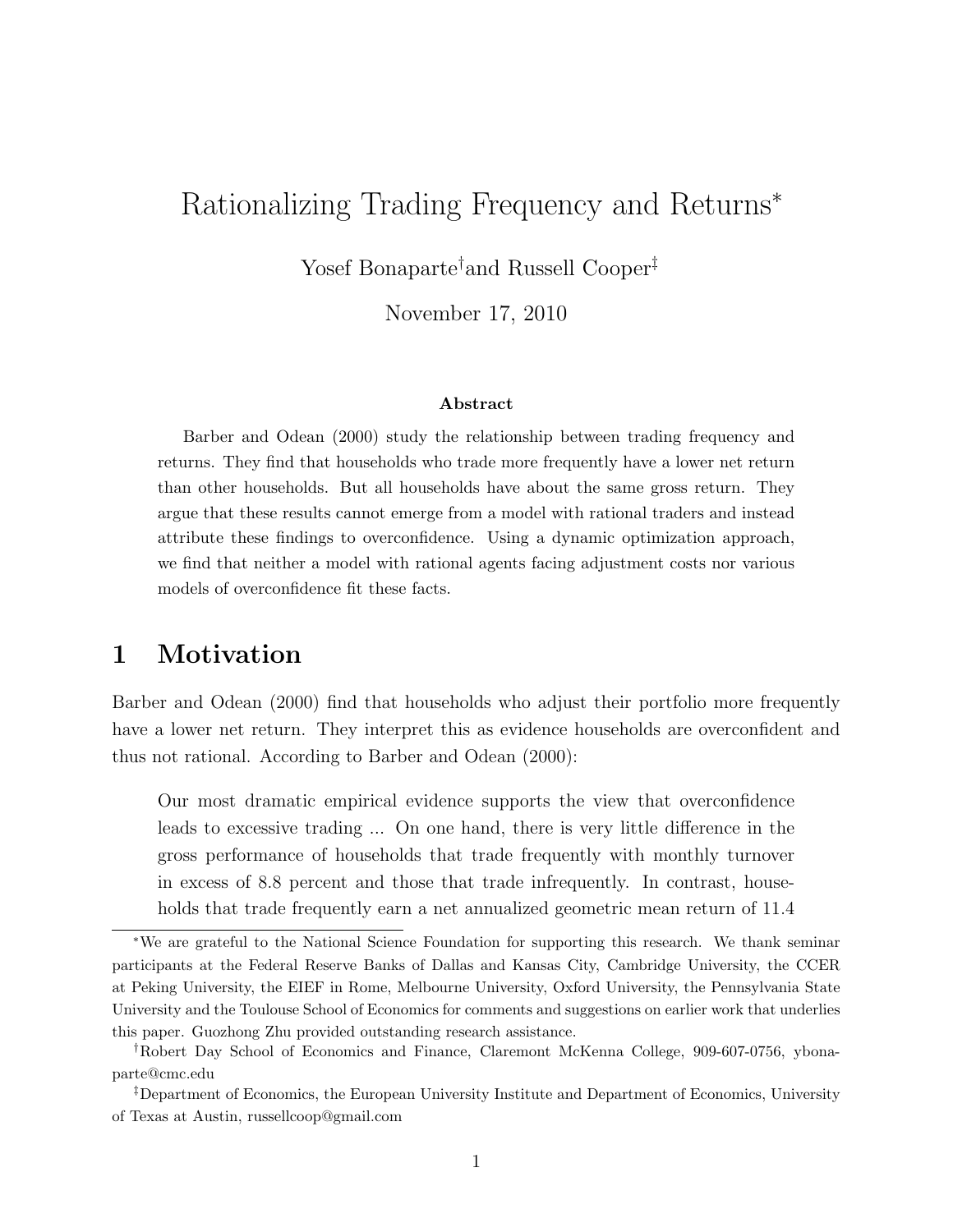# Rationalizing Trading Frequency and Returns*

Yosef Bonaparte† and Russell Cooper‡

November 17, 2010

### Abstract

Barber and Odean (2000) study the relationship between trading frequency and returns. They find that households who trade more frequently have a lower net return than other households. But all households have about the same gross return. They argue that these results cannot emerge from a model with rational traders and instead attribute these findings to overconfidence. Using a dynamic optimization approach, we find that neither a model with rational agents facing adjustment costs nor various models of overconfidence fit these facts.

## 1 Motivation

Barber and Odean (2000) find that households who adjust their portfolio more frequently have a lower net return. They interpret this as evidence households are overconfident and thus not rational. According to Barber and Odean (2000):

> Our most dramatic empirical evidence supports the view that overconfidence leads to excessive trading ... On one hand, there is very little difference in the gross performance of households that trade frequently with monthly turnover in excess of 8.8 percent and those that trade infrequently. In contrast, households that trade frequently earn a net annualized geometric mean return of 11.4

---

*We are grateful to the National Science Foundation for supporting this research. We thank seminar participants at the Federal Reserve Banks of Dallas and Kansas City, Cambridge University, the CCER at Peking University, the EIEF in Rome, Melbourne University, Oxford University, the Pennsylvania State University and the Toulouse School of Economics for comments and suggestions on earlier work that underlies this paper. Guozhong Zhu provided outstanding research assistance.

†Robert Day School of Economics and Finance, Claremont McKenna College, 909-607-0756, ybonaparte@cmc.edu

‡Department of Economics, the European University Institute and Department of Economics, University of Texas at Austin, russellcoop@gmail.com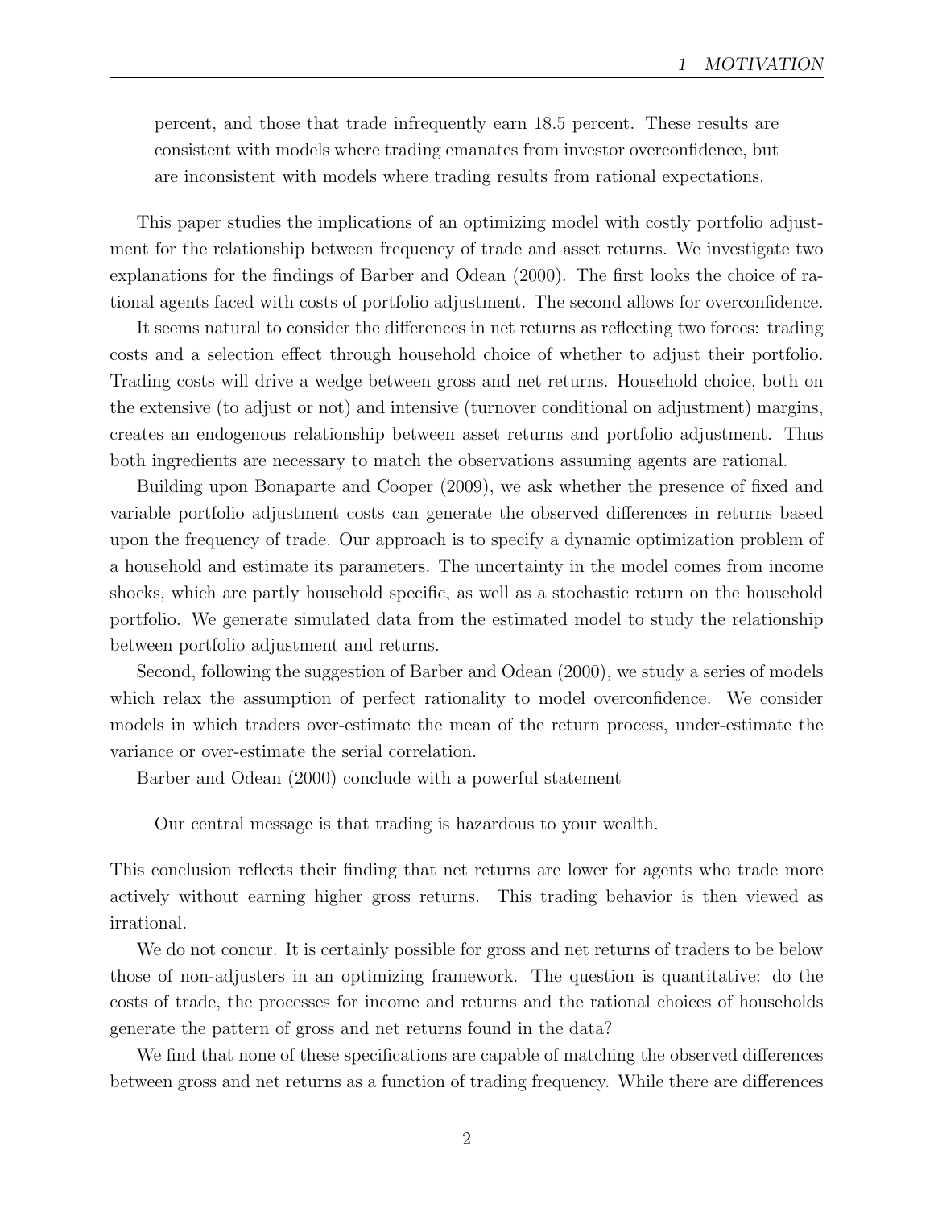> percent, and those that trade infrequently earn 18.5 percent. These results are consistent with models where trading emanates from investor overconfidence, but are inconsistent with models where trading results from rational expectations.

This paper studies the implications of an optimizing model with costly portfolio adjustment for the relationship between frequency of trade and asset returns. We investigate two explanations for the findings of Barber and Odean (2000). The first looks the choice of rational agents faced with costs of portfolio adjustment. The second allows for overconfidence.

It seems natural to consider the differences in net returns as reflecting two forces: trading costs and a selection effect through household choice of whether to adjust their portfolio. Trading costs will drive a wedge between gross and net returns. Household choice, both on the extensive (to adjust or not) and intensive (turnover conditional on adjustment) margins, creates an endogenous relationship between asset returns and portfolio adjustment. Thus both ingredients are necessary to match the observations assuming agents are rational.

Building upon Bonaparte and Cooper (2009), we ask whether the presence of fixed and variable portfolio adjustment costs can generate the observed differences in returns based upon the frequency of trade. Our approach is to specify a dynamic optimization problem of a household and estimate its parameters. The uncertainty in the model comes from income shocks, which are partly household specific, as well as a stochastic return on the household portfolio. We generate simulated data from the estimated model to study the relationship between portfolio adjustment and returns.

Second, following the suggestion of Barber and Odean (2000), we study a series of models which relax the assumption of perfect rationality to model overconfidence. We consider models in which traders over-estimate the mean of the return process, under-estimate the variance or over-estimate the serial correlation.

Barber and Odean (2000) conclude with a powerful statement

> Our central message is that trading is hazardous to your wealth.

This conclusion reflects their finding that net returns are lower for agents who trade more actively without earning higher gross returns. This trading behavior is then viewed as irrational.

We do not concur. It is certainly possible for gross and net returns of traders to be below those of non-adjusters in an optimizing framework. The question is quantitative: do the costs of trade, the processes for income and returns and the rational choices of households generate the pattern of gross and net returns found in the data?

We find that none of these specifications are capable of matching the observed differences between gross and net returns as a function of trading frequency. While there are differences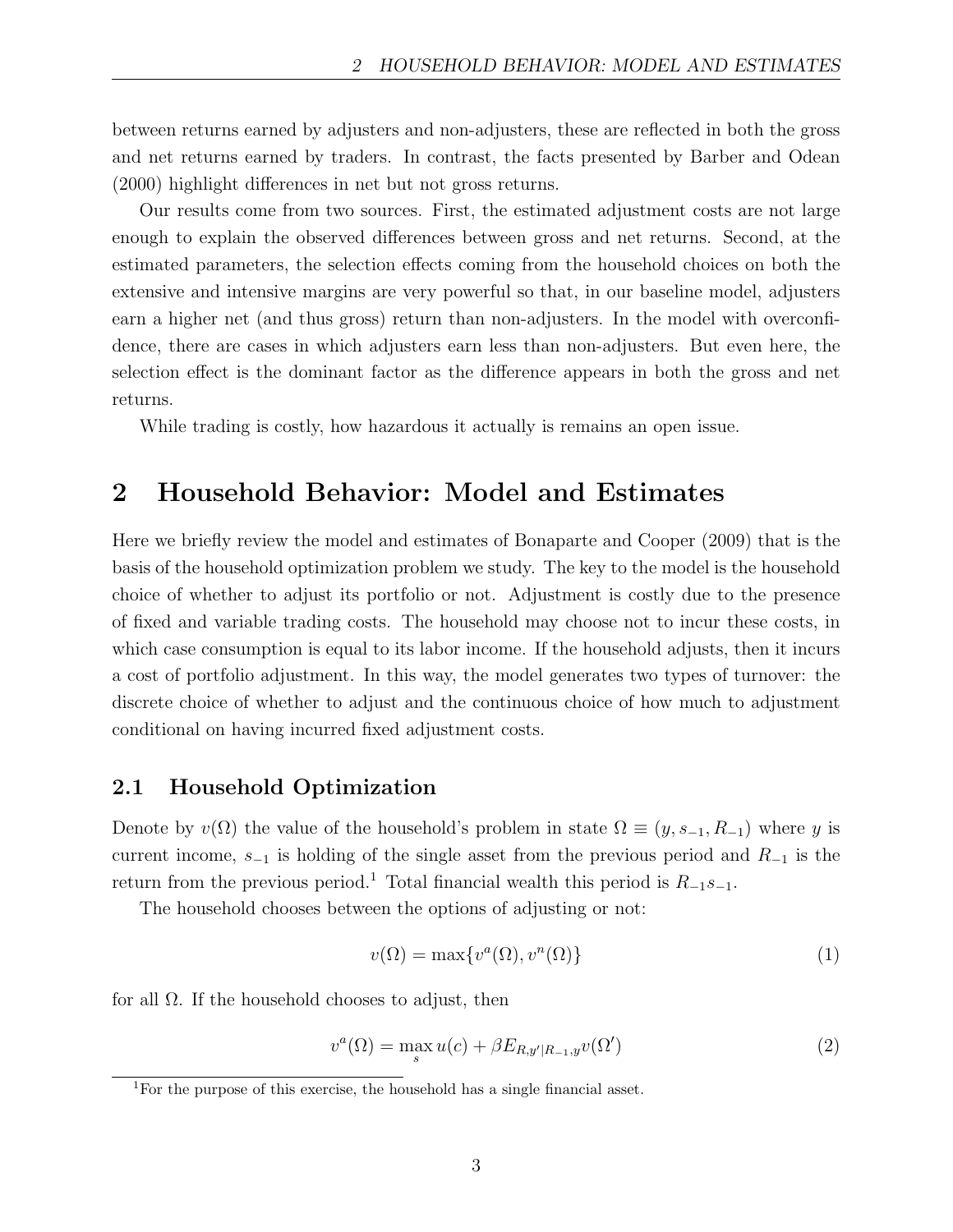between returns earned by adjusters and non-adjusters, these are reflected in both the gross and net returns earned by traders. In contrast, the facts presented by Barber and Odean (2000) highlight differences in net but not gross returns.

Our results come from two sources. First, the estimated adjustment costs are not large enough to explain the observed differences between gross and net returns. Second, at the estimated parameters, the selection effects coming from the household choices on both the extensive and intensive margins are very powerful so that, in our baseline model, adjusters earn a higher net (and thus gross) return than non-adjusters. In the model with overconfidence, there are cases in which adjusters earn less than non-adjusters. But even here, the selection effect is the dominant factor as the difference appears in both the gross and net returns.

While trading is costly, how hazardous it actually is remains an open issue.

# 2 Household Behavior: Model and Estimates

Here we briefly review the model and estimates of Bonaparte and Cooper (2009) that is the basis of the household optimization problem we study. The key to the model is the household choice of whether to adjust its portfolio or not. Adjustment is costly due to the presence of fixed and variable trading costs. The household may choose not to incur these costs, in which case consumption is equal to its labor income. If the household adjusts, then it incurs a cost of portfolio adjustment. In this way, the model generates two types of turnover: the discrete choice of whether to adjust and the continuous choice of how much to adjustment conditional on having incurred fixed adjustment costs.

## 2.1 Household Optimization

Denote by $v(\Omega)$ the value of the household's problem in state $\Omega \equiv (y, s_{-1}, R_{-1})$ where $y$ is current income, $s_{-1}$ is holding of the single asset from the previous period and $R_{-1}$ is the return from the previous period.[1] Total financial wealth this period is $R_{-1}s_{-1}$.

The household chooses between the options of adjusting or not:

$$v(\Omega) = \max\{v^a(\Omega), v^n(\Omega)\} \tag{1}$$

for all $\Omega$. If the household chooses to adjust, then

$$v^a(\Omega) = \max_{s} u(c) + \beta E_{R,y'|R_{-1},y} v(\Omega') \tag{2}$$

[1] For the purpose of this exercise, the household has a single financial asset.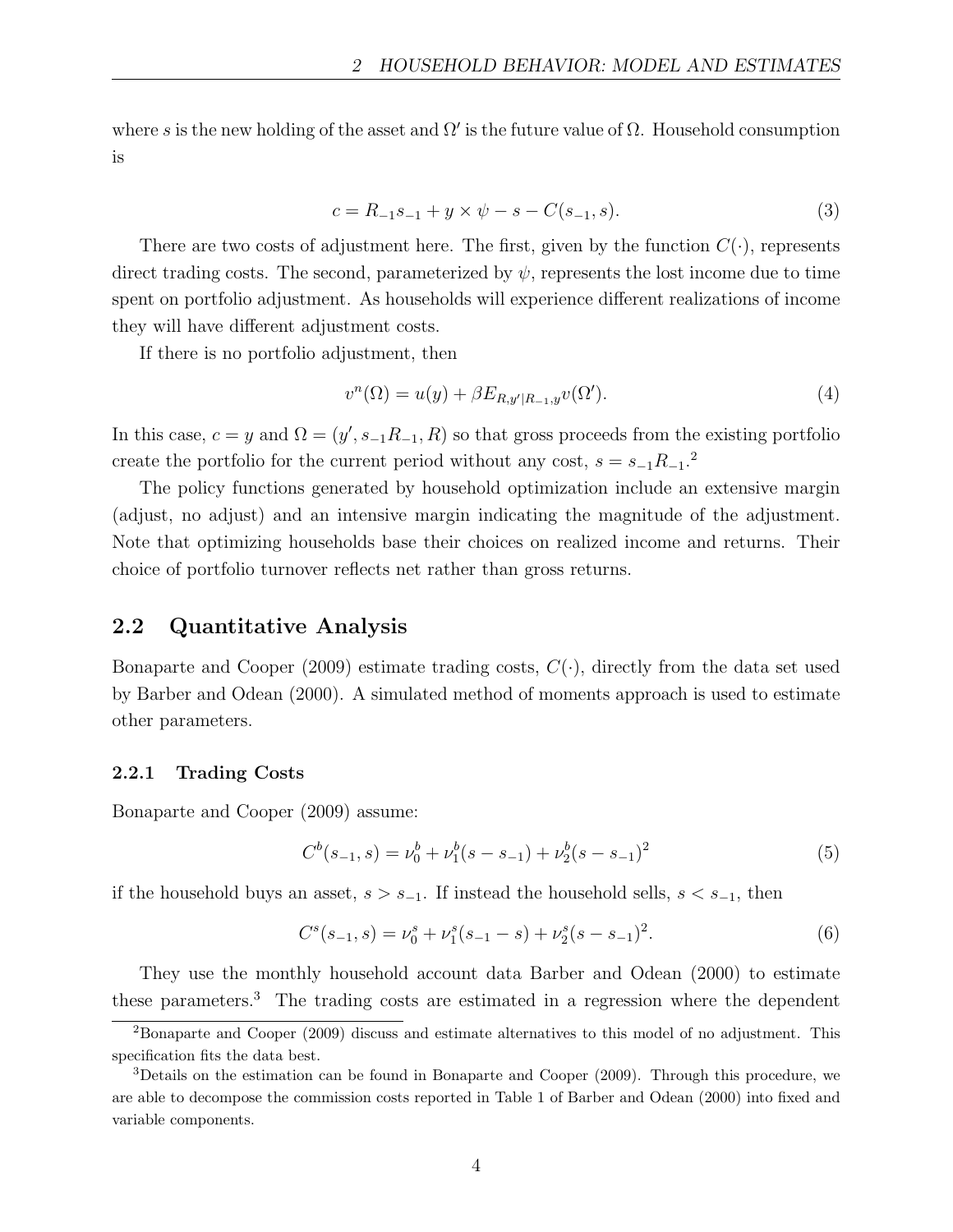where $s$ is the new holding of the asset and $\Omega'$ is the future value of $\Omega$. Household consumption is

$$c = R_{-1}s_{-1} + y \times \psi - s - C(s_{-1}, s). \tag{3}$$

There are two costs of adjustment here. The first, given by the function $C(\cdot)$, represents direct trading costs. The second, parameterized by $\psi$, represents the lost income due to time spent on portfolio adjustment. As households will experience different realizations of income they will have different adjustment costs.

If there is no portfolio adjustment, then

$$v^n(\Omega) = u(y) + \beta E_{R,y'|R_{-1},y} v(\Omega'). \tag{4}$$

In this case, $c = y$ and $\Omega = (y', s_{-1}R_{-1}, R)$ so that gross proceeds from the existing portfolio create the portfolio for the current period without any cost, $s = s_{-1}R_{-1}$.[2]

The policy functions generated by household optimization include an extensive margin (adjust, no adjust) and an intensive margin indicating the magnitude of the adjustment. Note that optimizing households base their choices on realized income and returns. Their choice of portfolio turnover reflects net rather than gross returns.

## 2.2 Quantitative Analysis

Bonaparte and Cooper (2009) estimate trading costs, $C(\cdot)$, directly from the data set used by Barber and Odean (2000). A simulated method of moments approach is used to estimate other parameters.

### 2.2.1 Trading Costs

Bonaparte and Cooper (2009) assume:

$$C^b(s_{-1}, s) = \nu_0^b + \nu_1^b(s - s_{-1}) + \nu_2^b(s - s_{-1})^2 \tag{5}$$

if the household buys an asset, $s > s_{-1}$. If instead the household sells, $s < s_{-1}$, then

$$C^s(s_{-1}, s) = \nu_0^s + \nu_1^s(s_{-1} - s) + \nu_2^s(s - s_{-1})^2. \tag{6}$$

They use the monthly household account data Barber and Odean (2000) to estimate these parameters.[3] The trading costs are estimated in a regression where the dependent

[2] Bonaparte and Cooper (2009) discuss and estimate alternatives to this model of no adjustment. This specification fits the data best.

[3] Details on the estimation can be found in Bonaparte and Cooper (2009). Through this procedure, we are able to decompose the commission costs reported in Table 1 of Barber and Odean (2000) into fixed and variable components.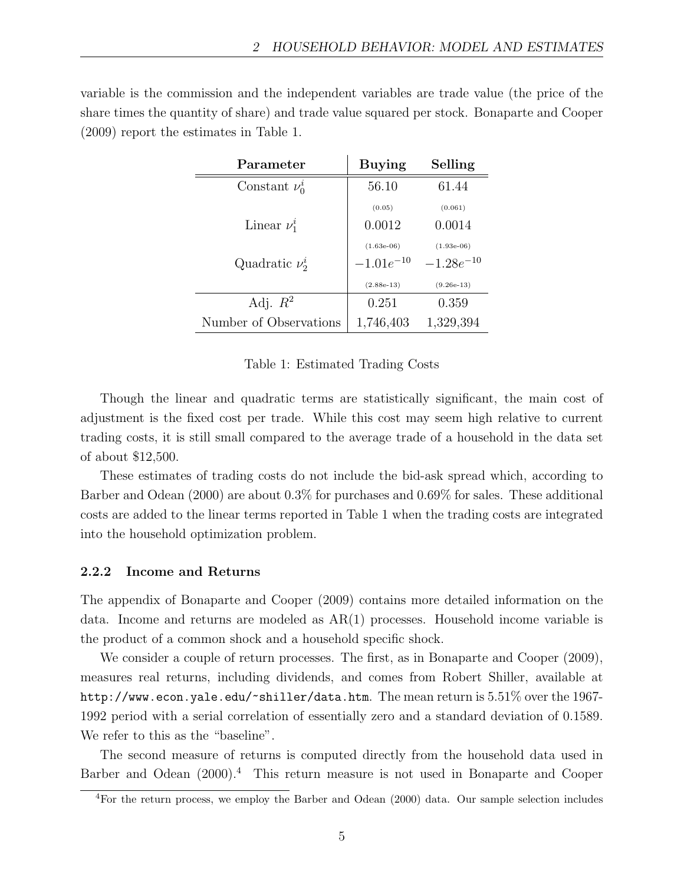variable is the commission and the independent variables are trade value (the price of the share times the quantity of share) and trade value squared per stock. Bonaparte and Cooper (2009) report the estimates in Table 1.

| **Parameter** | **Buying** | **Selling** |
|---|---|---|
| Constant $\nu_0^i$ | 56.10 | 61.44 |
| | (0.05) | (0.061) |
| Linear $\nu_1^i$ | 0.0012 | 0.0014 |
| | (1.63e-06) | (1.93e-06) |
| Quadratic $\nu_2^i$ | $-1.01e^{-10}$ | $-1.28e^{-10}$ |
| | (2.88e-13) | (9.26e-13) |
| Adj. $R^2$ | 0.251 | 0.359 |
| Number of Observations | 1,746,403 | 1,329,394 |

Table 1: Estimated Trading Costs

Though the linear and quadratic terms are statistically significant, the main cost of adjustment is the fixed cost per trade. While this cost may seem high relative to current trading costs, it is still small compared to the average trade of a household in the data set of about \$12,500.

These estimates of trading costs do not include the bid-ask spread which, according to Barber and Odean (2000) are about 0.3% for purchases and 0.69% for sales. These additional costs are added to the linear terms reported in Table 1 when the trading costs are integrated into the household optimization problem.

### 2.2.2 Income and Returns

The appendix of Bonaparte and Cooper (2009) contains more detailed information on the data. Income and returns are modeled as AR(1) processes. Household income variable is the product of a common shock and a household specific shock.

We consider a couple of return processes. The first, as in Bonaparte and Cooper (2009), measures real returns, including dividends, and comes from Robert Shiller, available at `http://www.econ.yale.edu/~shiller/data.htm`. The mean return is 5.51% over the 1967-1992 period with a serial correlation of essentially zero and a standard deviation of 0.1589. We refer to this as the "baseline".

The second measure of returns is computed directly from the household data used in Barber and Odean (2000).[4] This return measure is not used in Bonaparte and Cooper

[4] For the return process, we employ the Barber and Odean (2000) data. Our sample selection includes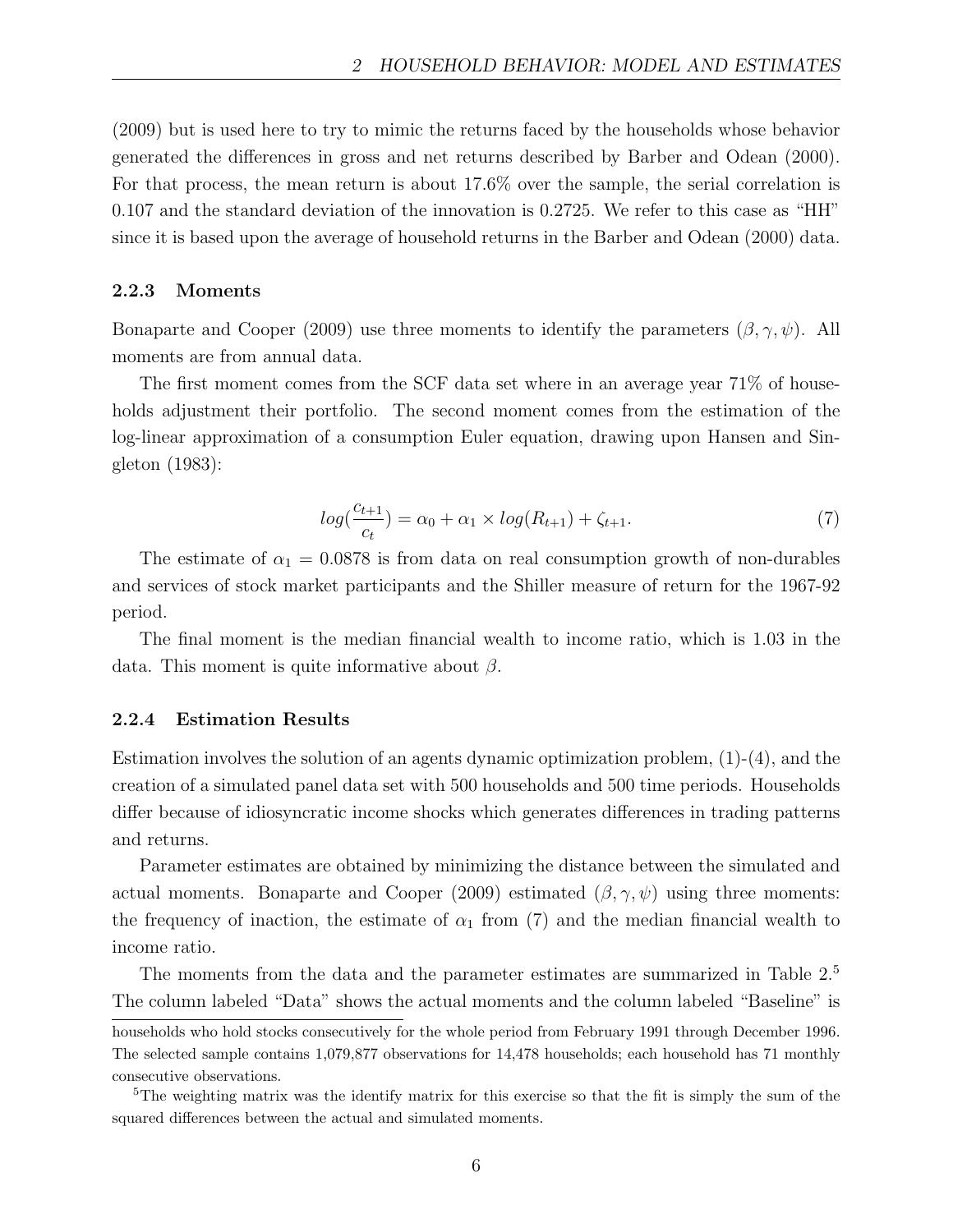(2009) but is used here to try to mimic the returns faced by the households whose behavior generated the differences in gross and net returns described by Barber and Odean (2000). For that process, the mean return is about 17.6% over the sample, the serial correlation is 0.107 and the standard deviation of the innovation is 0.2725. We refer to this case as "HH" since it is based upon the average of household returns in the Barber and Odean (2000) data.

### 2.2.3 Moments

Bonaparte and Cooper (2009) use three moments to identify the parameters $(\beta, \gamma, \psi)$. All moments are from annual data.

The first moment comes from the SCF data set where in an average year 71% of households adjustment their portfolio. The second moment comes from the estimation of the log-linear approximation of a consumption Euler equation, drawing upon Hansen and Singleton (1983):

$$log(\frac{c_{t+1}}{c_t}) = \alpha_0 + \alpha_1 \times log(R_{t+1}) + \zeta_{t+1}. \tag{7}$$

The estimate of $\alpha_1 = 0.0878$ is from data on real consumption growth of non-durables and services of stock market participants and the Shiller measure of return for the 1967-92 period.

The final moment is the median financial wealth to income ratio, which is 1.03 in the data. This moment is quite informative about $\beta$.

### 2.2.4 Estimation Results

Estimation involves the solution of an agents dynamic optimization problem, (1)-(4), and the creation of a simulated panel data set with 500 households and 500 time periods. Households differ because of idiosyncratic income shocks which generates differences in trading patterns and returns.

Parameter estimates are obtained by minimizing the distance between the simulated and actual moments. Bonaparte and Cooper (2009) estimated $(\beta, \gamma, \psi)$ using three moments: the frequency of inaction, the estimate of $\alpha_1$ from (7) and the median financial wealth to income ratio.

The moments from the data and the parameter estimates are summarized in Table 2.[5] The column labeled "Data" shows the actual moments and the column labeled "Baseline" is

households who hold stocks consecutively for the whole period from February 1991 through December 1996. The selected sample contains 1,079,877 observations for 14,478 households; each household has 71 monthly consecutive observations.

[5] The weighting matrix was the identify matrix for this exercise so that the fit is simply the sum of the squared differences between the actual and simulated moments.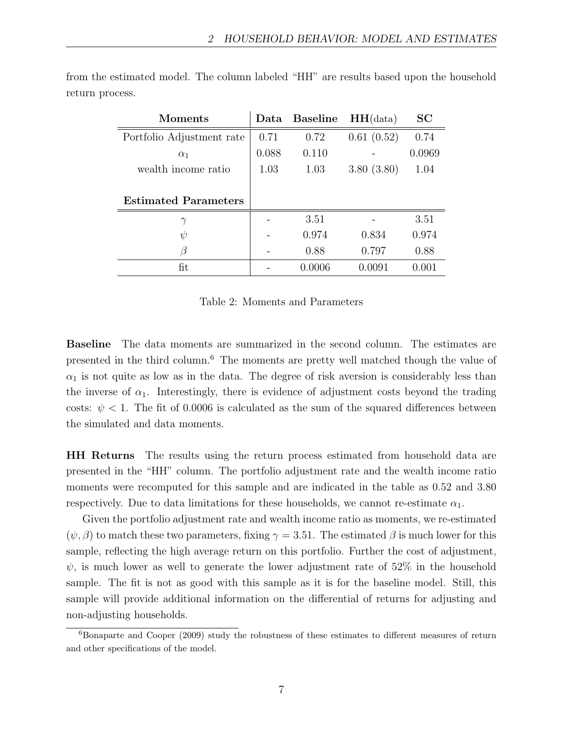from the estimated model. The column labeled "HH" are results based upon the household return process.

| **Moments** | **Data** | **Baseline** | **HH**(data) | **SC** |
|---|---|---|---|---|
| Portfolio Adjustment rate | 0.71 | 0.72 | 0.61 (0.52) | 0.74 |
| $\alpha_1$ | 0.088 | 0.110 | - | 0.0969 |
| wealth income ratio | 1.03 | 1.03 | 3.80 (3.80) | 1.04 |
| **Estimated Parameters** | | | | |
| $\gamma$ | - | 3.51 | - | 3.51 |
| $\psi$ | - | 0.974 | 0.834 | 0.974 |
| $\beta$ | - | 0.88 | 0.797 | 0.88 |
| fit | - | 0.0006 | 0.0091 | 0.001 |

Table 2: Moments and Parameters

**Baseline** The data moments are summarized in the second column. The estimates are presented in the third column.[6] The moments are pretty well matched though the value of $\alpha_1$ is not quite as low as in the data. The degree of risk aversion is considerably less than the inverse of $\alpha_1$. Interestingly, there is evidence of adjustment costs beyond the trading costs: $\psi < 1$. The fit of 0.0006 is calculated as the sum of the squared differences between the simulated and data moments.

**HH Returns** The results using the return process estimated from household data are presented in the "HH" column. The portfolio adjustment rate and the wealth income ratio moments were recomputed for this sample and are indicated in the table as 0.52 and 3.80 respectively. Due to data limitations for these households, we cannot re-estimate $\alpha_1$.

Given the portfolio adjustment rate and wealth income ratio as moments, we re-estimated $(\psi, \beta)$ to match these two parameters, fixing $\gamma = 3.51$. The estimated $\beta$ is much lower for this sample, reflecting the high average return on this portfolio. Further the cost of adjustment, $\psi$, is much lower as well to generate the lower adjustment rate of 52% in the household sample. The fit is not as good with this sample as it is for the baseline model. Still, this sample will provide additional information on the differential of returns for adjusting and non-adjusting households.

[6] Bonaparte and Cooper (2009) study the robustness of these estimates to different measures of return and other specifications of the model.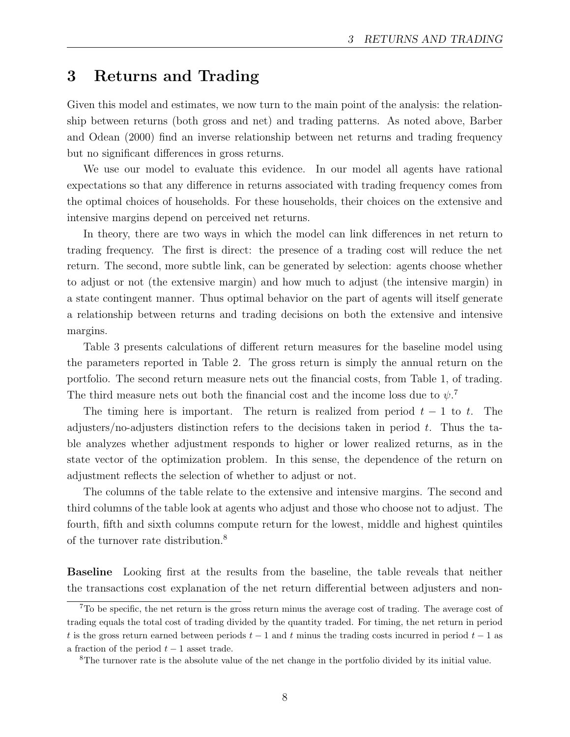# 3 Returns and Trading

Given this model and estimates, we now turn to the main point of the analysis: the relationship between returns (both gross and net) and trading patterns. As noted above, Barber and Odean (2000) find an inverse relationship between net returns and trading frequency but no significant differences in gross returns.

We use our model to evaluate this evidence. In our model all agents have rational expectations so that any difference in returns associated with trading frequency comes from the optimal choices of households. For these households, their choices on the extensive and intensive margins depend on perceived net returns.

In theory, there are two ways in which the model can link differences in net return to trading frequency. The first is direct: the presence of a trading cost will reduce the net return. The second, more subtle link, can be generated by selection: agents choose whether to adjust or not (the extensive margin) and how much to adjust (the intensive margin) in a state contingent manner. Thus optimal behavior on the part of agents will itself generate a relationship between returns and trading decisions on both the extensive and intensive margins.

Table 3 presents calculations of different return measures for the baseline model using the parameters reported in Table 2. The gross return is simply the annual return on the portfolio. The second return measure nets out the financial costs, from Table 1, of trading. The third measure nets out both the financial cost and the income loss due to $\psi$.[7]

The timing here is important. The return is realized from period $t-1$ to $t$. The adjusters/no-adjusters distinction refers to the decisions taken in period $t$. Thus the table analyzes whether adjustment responds to higher or lower realized returns, as in the state vector of the optimization problem. In this sense, the dependence of the return on adjustment reflects the selection of whether to adjust or not.

The columns of the table relate to the extensive and intensive margins. The second and third columns of the table look at agents who adjust and those who choose not to adjust. The fourth, fifth and sixth columns compute return for the lowest, middle and highest quintiles of the turnover rate distribution.[8]

**Baseline** Looking first at the results from the baseline, the table reveals that neither the transactions cost explanation of the net return differential between adjusters and non-

[7] To be specific, the net return is the gross return minus the average cost of trading. The average cost of trading equals the total cost of trading divided by the quantity traded. For timing, the net return in period $t$ is the gross return earned between periods $t-1$ and $t$ minus the trading costs incurred in period $t-1$ as a fraction of the period $t-1$ asset trade.

[8] The turnover rate is the absolute value of the net change in the portfolio divided by its initial value.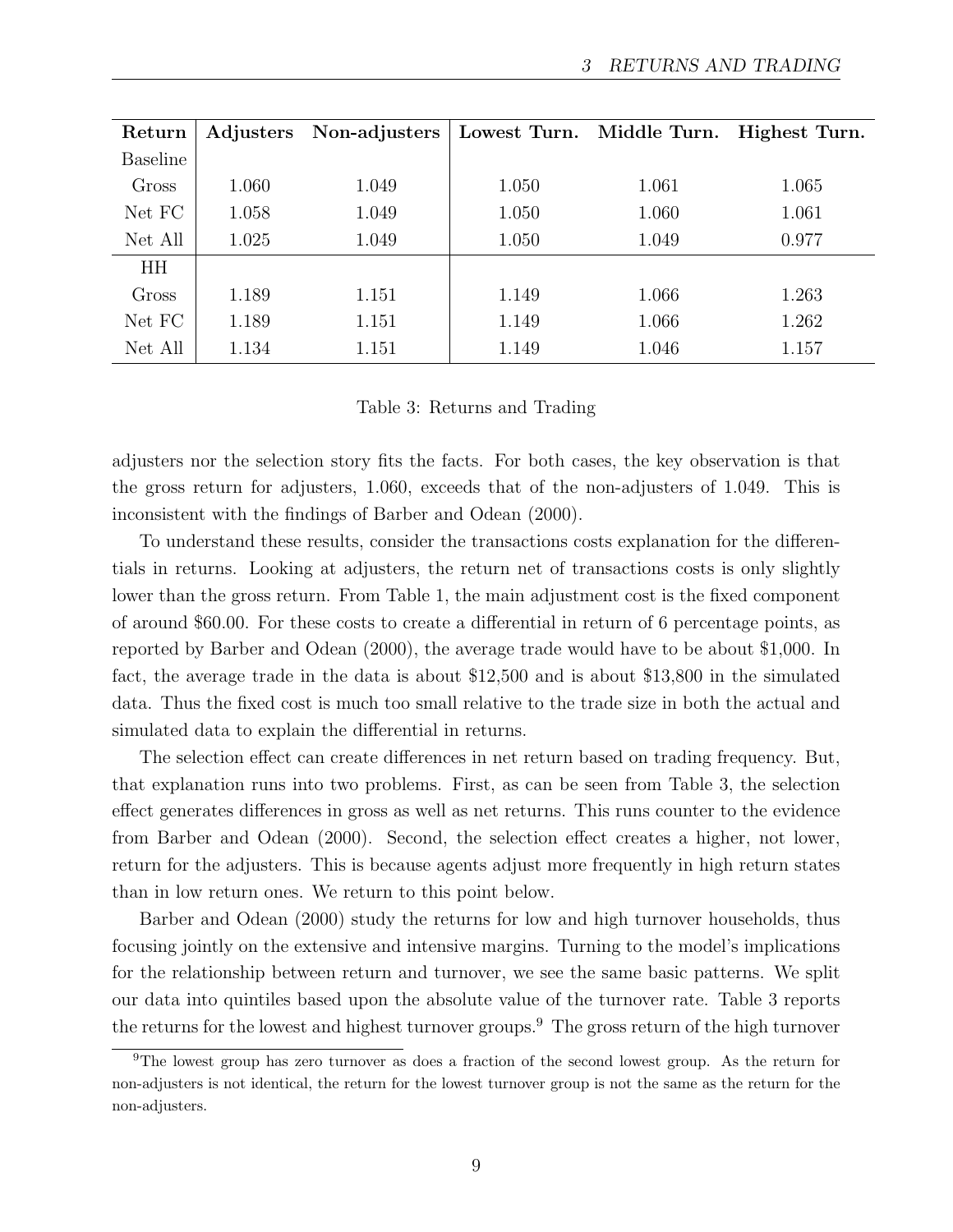| Return | Adjusters | Non-adjusters | Lowest Turn. | Middle Turn. | Highest Turn. |
|---|---|---|---|---|---|
| Baseline | | | | | |
| Gross | 1.060 | 1.049 | 1.050 | 1.061 | 1.065 |
| Net FC | 1.058 | 1.049 | 1.050 | 1.060 | 1.061 |
| Net All | 1.025 | 1.049 | 1.050 | 1.049 | 0.977 |
| HH | | | | | |
| Gross | 1.189 | 1.151 | 1.149 | 1.066 | 1.263 |
| Net FC | 1.189 | 1.151 | 1.149 | 1.066 | 1.262 |
| Net All | 1.134 | 1.151 | 1.149 | 1.046 | 1.157 |

Table 3: Returns and Trading

adjusters nor the selection story fits the facts. For both cases, the key observation is that the gross return for adjusters, 1.060, exceeds that of the non-adjusters of 1.049. This is inconsistent with the findings of Barber and Odean (2000).

To understand these results, consider the transactions costs explanation for the differentials in returns. Looking at adjusters, the return net of transactions costs is only slightly lower than the gross return. From Table 1, the main adjustment cost is the fixed component of around \$60.00. For these costs to create a differential in return of 6 percentage points, as reported by Barber and Odean (2000), the average trade would have to be about \$1,000. In fact, the average trade in the data is about \$12,500 and is about \$13,800 in the simulated data. Thus the fixed cost is much too small relative to the trade size in both the actual and simulated data to explain the differential in returns.

The selection effect can create differences in net return based on trading frequency. But, that explanation runs into two problems. First, as can be seen from Table 3, the selection effect generates differences in gross as well as net returns. This runs counter to the evidence from Barber and Odean (2000). Second, the selection effect creates a higher, not lower, return for the adjusters. This is because agents adjust more frequently in high return states than in low return ones. We return to this point below.

Barber and Odean (2000) study the returns for low and high turnover households, thus focusing jointly on the extensive and intensive margins. Turning to the model's implications for the relationship between return and turnover, we see the same basic patterns. We split our data into quintiles based upon the absolute value of the turnover rate. Table 3 reports the returns for the lowest and highest turnover groups.[9] The gross return of the high turnover

[9] The lowest group has zero turnover as does a fraction of the second lowest group. As the return for non-adjusters is not identical, the return for the lowest turnover group is not the same as the return for the non-adjusters.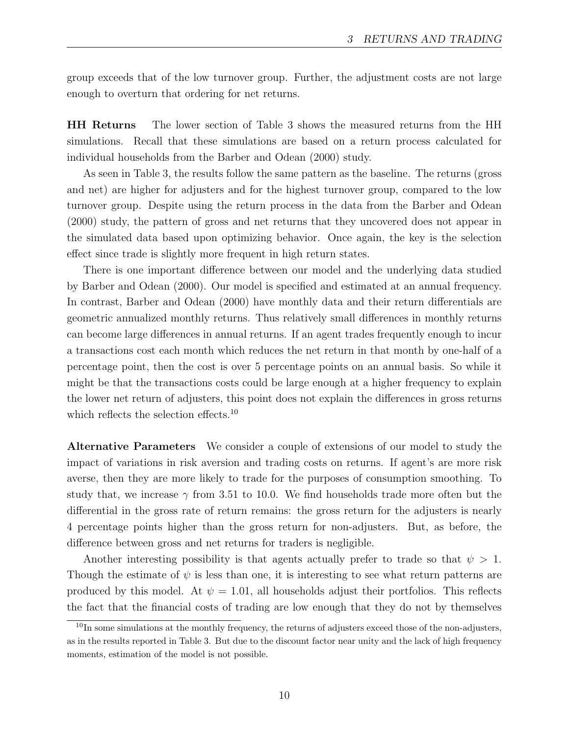group exceeds that of the low turnover group. Further, the adjustment costs are not large enough to overturn that ordering for net returns.

**HH Returns** The lower section of Table 3 shows the measured returns from the HH simulations. Recall that these simulations are based on a return process calculated for individual households from the Barber and Odean (2000) study.

As seen in Table 3, the results follow the same pattern as the baseline. The returns (gross and net) are higher for adjusters and for the highest turnover group, compared to the low turnover group. Despite using the return process in the data from the Barber and Odean (2000) study, the pattern of gross and net returns that they uncovered does not appear in the simulated data based upon optimizing behavior. Once again, the key is the selection effect since trade is slightly more frequent in high return states.

There is one important difference between our model and the underlying data studied by Barber and Odean (2000). Our model is specified and estimated at an annual frequency. In contrast, Barber and Odean (2000) have monthly data and their return differentials are geometric annualized monthly returns. Thus relatively small differences in monthly returns can become large differences in annual returns. If an agent trades frequently enough to incur a transactions cost each month which reduces the net return in that month by one-half of a percentage point, then the cost is over 5 percentage points on an annual basis. So while it might be that the transactions costs could be large enough at a higher frequency to explain the lower net return of adjusters, this point does not explain the differences in gross returns which reflects the selection effects.[10]

**Alternative Parameters** We consider a couple of extensions of our model to study the impact of variations in risk aversion and trading costs on returns. If agent's are more risk averse, then they are more likely to trade for the purposes of consumption smoothing. To study that, we increase $\gamma$ from 3.51 to 10.0. We find households trade more often but the differential in the gross rate of return remains: the gross return for the adjusters is nearly 4 percentage points higher than the gross return for non-adjusters. But, as before, the difference between gross and net returns for traders is negligible.

Another interesting possibility is that agents actually prefer to trade so that $\psi > 1$. Though the estimate of $\psi$ is less than one, it is interesting to see what return patterns are produced by this model. At $\psi = 1.01$, all households adjust their portfolios. This reflects the fact that the financial costs of trading are low enough that they do not by themselves

[10] In some simulations at the monthly frequency, the returns of adjusters exceed those of the non-adjusters, as in the results reported in Table 3. But due to the discount factor near unity and the lack of high frequency moments, estimation of the model is not possible.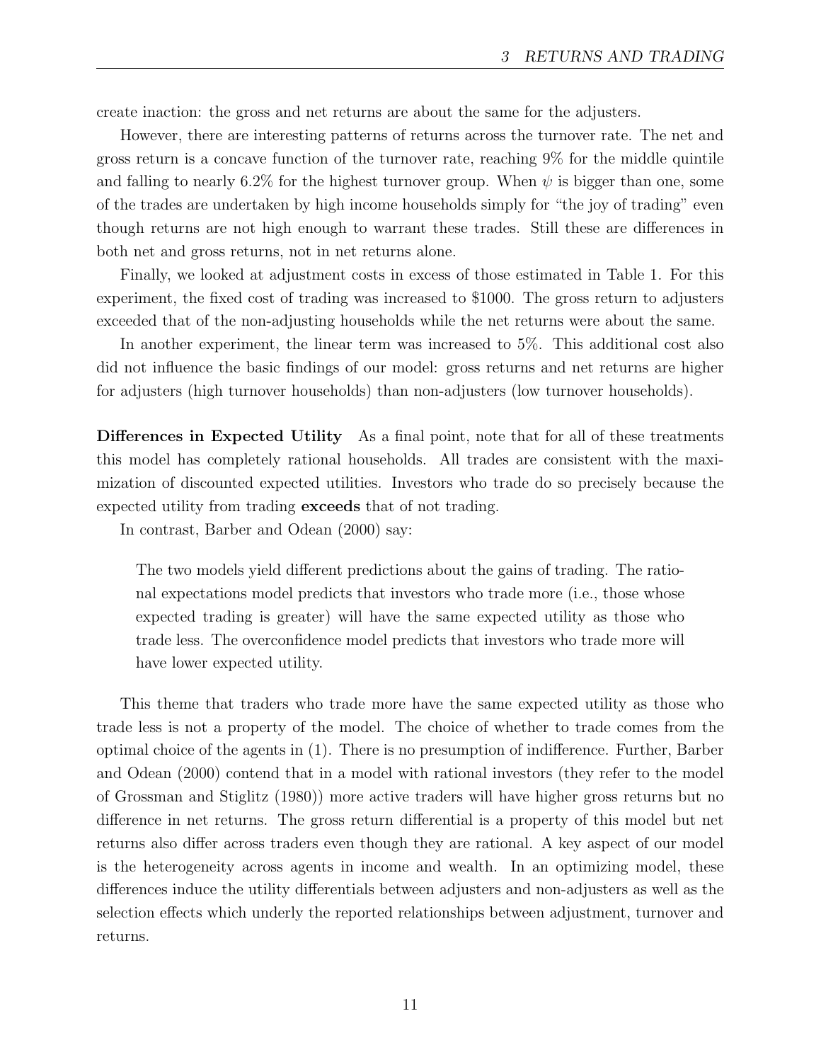create inaction: the gross and net returns are about the same for the adjusters.

However, there are interesting patterns of returns across the turnover rate. The net and gross return is a concave function of the turnover rate, reaching 9% for the middle quintile and falling to nearly 6.2% for the highest turnover group. When $\psi$ is bigger than one, some of the trades are undertaken by high income households simply for "the joy of trading" even though returns are not high enough to warrant these trades. Still these are differences in both net and gross returns, not in net returns alone.

Finally, we looked at adjustment costs in excess of those estimated in Table 1. For this experiment, the fixed cost of trading was increased to \$1000. The gross return to adjusters exceeded that of the non-adjusting households while the net returns were about the same.

In another experiment, the linear term was increased to 5%. This additional cost also did not influence the basic findings of our model: gross returns and net returns are higher for adjusters (high turnover households) than non-adjusters (low turnover households).

**Differences in Expected Utility** As a final point, note that for all of these treatments this model has completely rational households. All trades are consistent with the maximization of discounted expected utilities. Investors who trade do so precisely because the expected utility from trading **exceeds** that of not trading.

In contrast, Barber and Odean (2000) say:

> The two models yield different predictions about the gains of trading. The rational expectations model predicts that investors who trade more (i.e., those whose expected trading is greater) will have the same expected utility as those who trade less. The overconfidence model predicts that investors who trade more will have lower expected utility.

This theme that traders who trade more have the same expected utility as those who trade less is not a property of the model. The choice of whether to trade comes from the optimal choice of the agents in (1). There is no presumption of indifference. Further, Barber and Odean (2000) contend that in a model with rational investors (they refer to the model of Grossman and Stiglitz (1980)) more active traders will have higher gross returns but no difference in net returns. The gross return differential is a property of this model but net returns also differ across traders even though they are rational. A key aspect of our model is the heterogeneity across agents in income and wealth. In an optimizing model, these differences induce the utility differentials between adjusters and non-adjusters as well as the selection effects which underly the reported relationships between adjustment, turnover and returns.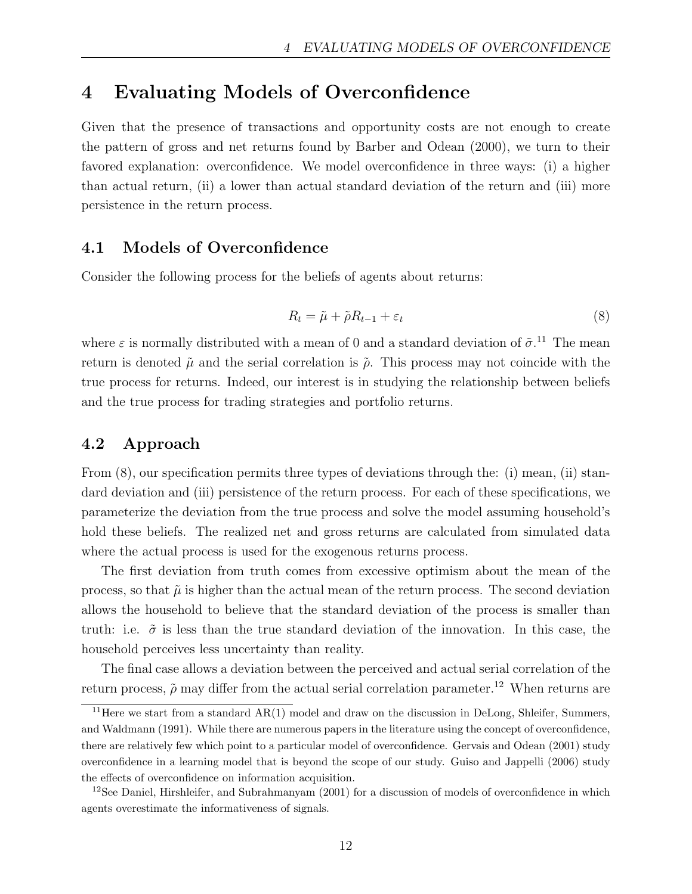# 4 Evaluating Models of Overconfidence

Given that the presence of transactions and opportunity costs are not enough to create the pattern of gross and net returns found by Barber and Odean (2000), we turn to their favored explanation: overconfidence. We model overconfidence in three ways: (i) a higher than actual return, (ii) a lower than actual standard deviation of the return and (iii) more persistence in the return process.

## 4.1 Models of Overconfidence

Consider the following process for the beliefs of agents about returns:

$$R_t = \tilde{\mu} + \tilde{\rho} R_{t-1} + \varepsilon_t \tag{8}$$

where $\varepsilon$ is normally distributed with a mean of 0 and a standard deviation of $\tilde{\sigma}$.[11] The mean return is denoted $\tilde{\mu}$ and the serial correlation is $\tilde{\rho}$. This process may not coincide with the true process for returns. Indeed, our interest is in studying the relationship between beliefs and the true process for trading strategies and portfolio returns.

## 4.2 Approach

From (8), our specification permits three types of deviations through the: (i) mean, (ii) standard deviation and (iii) persistence of the return process. For each of these specifications, we parameterize the deviation from the true process and solve the model assuming household's hold these beliefs. The realized net and gross returns are calculated from simulated data where the actual process is used for the exogenous returns process.

The first deviation from truth comes from excessive optimism about the mean of the process, so that $\tilde{\mu}$ is higher than the actual mean of the return process. The second deviation allows the household to believe that the standard deviation of the process is smaller than truth: i.e. $\tilde{\sigma}$ is less than the true standard deviation of the innovation. In this case, the household perceives less uncertainty than reality.

The final case allows a deviation between the perceived and actual serial correlation of the return process, $\tilde{\rho}$ may differ from the actual serial correlation parameter.[12] When returns are

[11] Here we start from a standard AR(1) model and draw on the discussion in DeLong, Shleifer, Summers, and Waldmann (1991). While there are numerous papers in the literature using the concept of overconfidence, there are relatively few which point to a particular model of overconfidence. Gervais and Odean (2001) study overconfidence in a learning model that is beyond the scope of our study. Guiso and Jappelli (2006) study the effects of overconfidence on information acquisition.

[12] See Daniel, Hirshleifer, and Subrahmanyam (2001) for a discussion of models of overconfidence in which agents overestimate the informativeness of signals.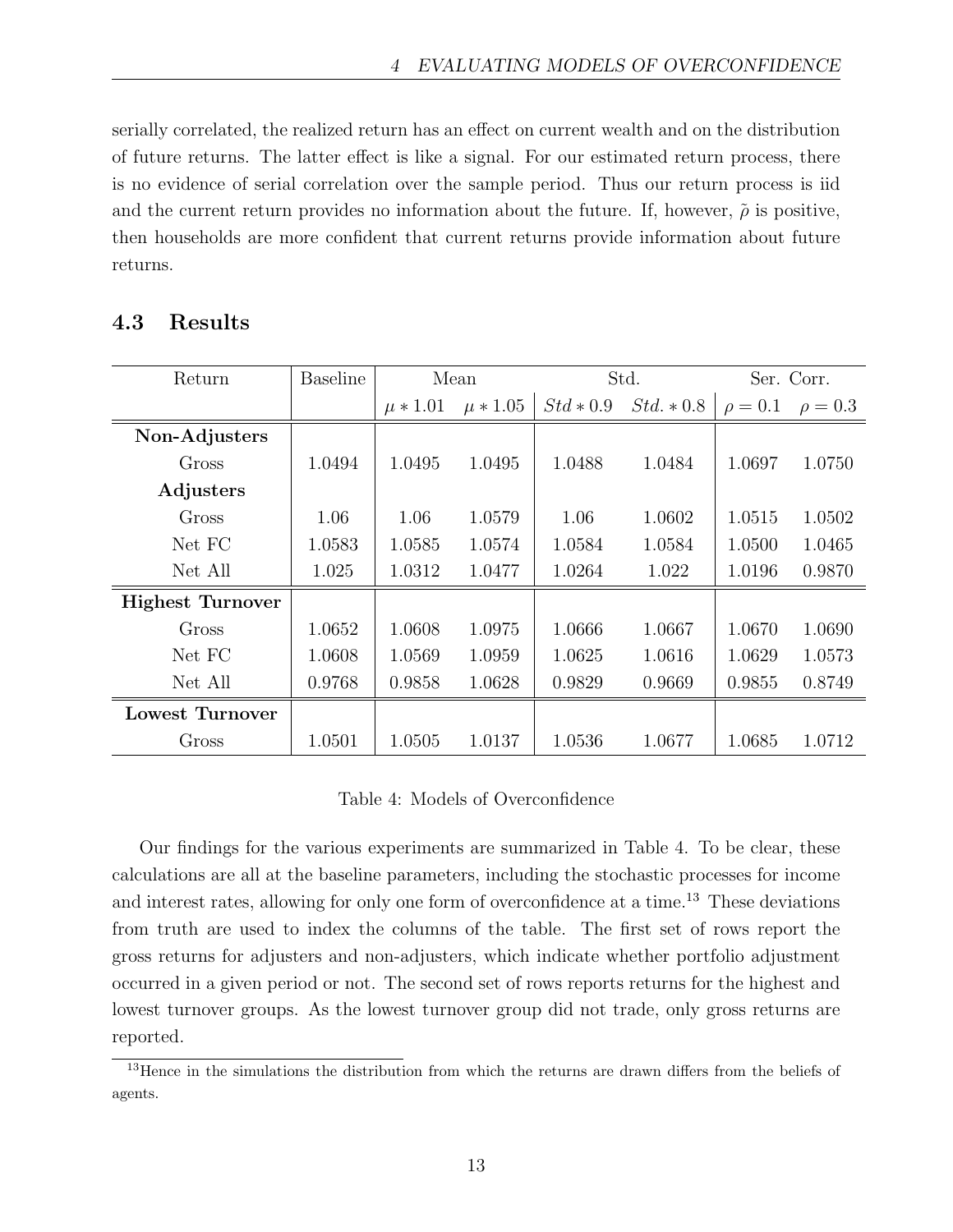serially correlated, the realized return has an effect on current wealth and on the distribution of future returns. The latter effect is like a signal. For our estimated return process, there is no evidence of serial correlation over the sample period. Thus our return process is iid and the current return provides no information about the future. If, however, $\tilde{\rho}$ is positive, then households are more confident that current returns provide information about future returns.

### 4.3 Results

| Return | Baseline | Mean | | Std. | | Ser. Corr. | |
|---|---|---|---|---|---|---|---|
| | | $\mu * 1.01$ | $\mu * 1.05$ | $Std * 0.9$ | $Std. * 0.8$ | $\rho = 0.1$ | $\rho = 0.3$ |
| **Non-Adjusters** | | | | | | | |
| Gross | 1.0494 | 1.0495 | 1.0495 | 1.0488 | 1.0484 | 1.0697 | 1.0750 |
| **Adjusters** | | | | | | | |
| Gross | 1.06 | 1.06 | 1.0579 | 1.06 | 1.0602 | 1.0515 | 1.0502 |
| Net FC | 1.0583 | 1.0585 | 1.0574 | 1.0584 | 1.0584 | 1.0500 | 1.0465 |
| Net All | 1.025 | 1.0312 | 1.0477 | 1.0264 | 1.022 | 1.0196 | 0.9870 |
| **Highest Turnover** | | | | | | | |
| Gross | 1.0652 | 1.0608 | 1.0975 | 1.0666 | 1.0667 | 1.0670 | 1.0690 |
| Net FC | 1.0608 | 1.0569 | 1.0959 | 1.0625 | 1.0616 | 1.0629 | 1.0573 |
| Net All | 0.9768 | 0.9858 | 1.0628 | 0.9829 | 0.9669 | 0.9855 | 0.8749 |
| **Lowest Turnover** | | | | | | | |
| Gross | 1.0501 | 1.0505 | 1.0137 | 1.0536 | 1.0677 | 1.0685 | 1.0712 |

Table 4: Models of Overconfidence

Our findings for the various experiments are summarized in Table 4. To be clear, these calculations are all at the baseline parameters, including the stochastic processes for income and interest rates, allowing for only one form of overconfidence at a time.[13] These deviations from truth are used to index the columns of the table. The first set of rows report the gross returns for adjusters and non-adjusters, which indicate whether portfolio adjustment occurred in a given period or not. The second set of rows reports returns for the highest and lowest turnover groups. As the lowest turnover group did not trade, only gross returns are reported.

[13] Hence in the simulations the distribution from which the returns are drawn differs from the beliefs of agents.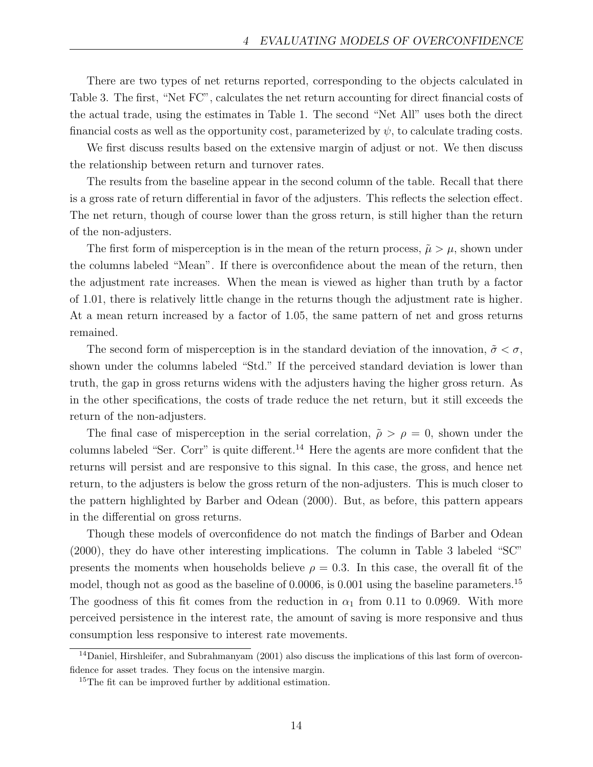There are two types of net returns reported, corresponding to the objects calculated in Table 3. The first, "Net FC", calculates the net return accounting for direct financial costs of the actual trade, using the estimates in Table 1. The second "Net All" uses both the direct financial costs as well as the opportunity cost, parameterized by $\psi$, to calculate trading costs.

We first discuss results based on the extensive margin of adjust or not. We then discuss the relationship between return and turnover rates.

The results from the baseline appear in the second column of the table. Recall that there is a gross rate of return differential in favor of the adjusters. This reflects the selection effect. The net return, though of course lower than the gross return, is still higher than the return of the non-adjusters.

The first form of misperception is in the mean of the return process, $\tilde{\mu} > \mu$, shown under the columns labeled "Mean". If there is overconfidence about the mean of the return, then the adjustment rate increases. When the mean is viewed as higher than truth by a factor of 1.01, there is relatively little change in the returns though the adjustment rate is higher. At a mean return increased by a factor of 1.05, the same pattern of net and gross returns remained.

The second form of misperception is in the standard deviation of the innovation, $\tilde{\sigma} < \sigma$, shown under the columns labeled "Std." If the perceived standard deviation is lower than truth, the gap in gross returns widens with the adjusters having the higher gross return. As in the other specifications, the costs of trade reduce the net return, but it still exceeds the return of the non-adjusters.

The final case of misperception in the serial correlation, $\tilde{\rho} > \rho = 0$, shown under the columns labeled "Ser. Corr" is quite different.[14] Here the agents are more confident that the returns will persist and are responsive to this signal. In this case, the gross, and hence net return, to the adjusters is below the gross return of the non-adjusters. This is much closer to the pattern highlighted by Barber and Odean (2000). But, as before, this pattern appears in the differential on gross returns.

Though these models of overconfidence do not match the findings of Barber and Odean (2000), they do have other interesting implications. The column in Table 3 labeled "SC" presents the moments when households believe $\rho = 0.3$. In this case, the overall fit of the model, though not as good as the baseline of 0.0006, is 0.001 using the baseline parameters.[15] The goodness of this fit comes from the reduction in $\alpha_1$ from 0.11 to 0.0969. With more perceived persistence in the interest rate, the amount of saving is more responsive and thus consumption less responsive to interest rate movements.

[14] Daniel, Hirshleifer, and Subrahmanyam (2001) also discuss the implications of this last form of overconfidence for asset trades. They focus on the intensive margin.

[15] The fit can be improved further by additional estimation.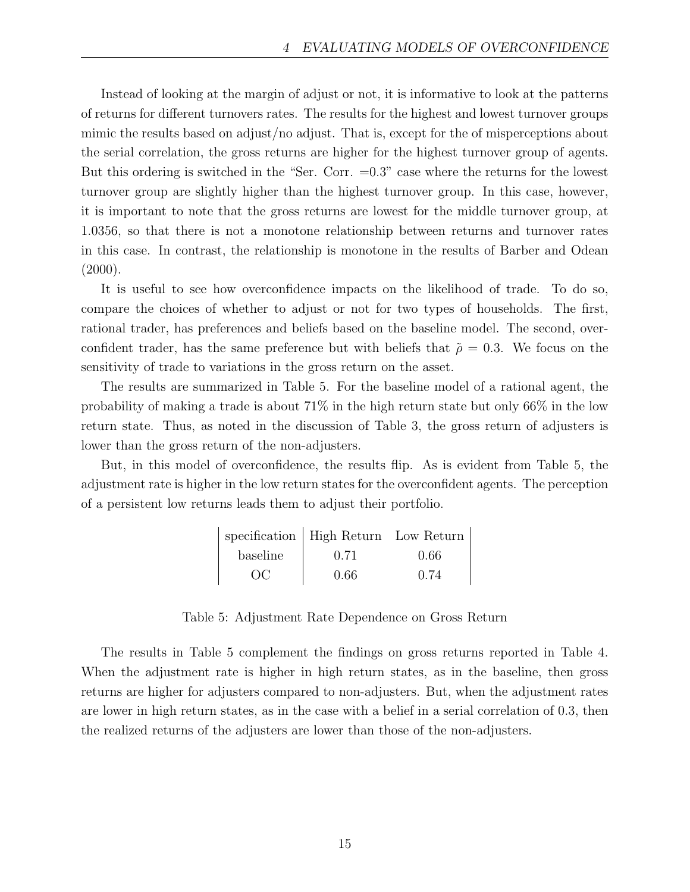Instead of looking at the margin of adjust or not, it is informative to look at the patterns of returns for different turnovers rates. The results for the highest and lowest turnover groups mimic the results based on adjust/no adjust. That is, except for the of misperceptions about the serial correlation, the gross returns are higher for the highest turnover group of agents. But this ordering is switched in the "Ser. Corr. =0.3" case where the returns for the lowest turnover group are slightly higher than the highest turnover group. In this case, however, it is important to note that the gross returns are lowest for the middle turnover group, at 1.0356, so that there is not a monotone relationship between returns and turnover rates in this case. In contrast, the relationship is monotone in the results of Barber and Odean (2000).

It is useful to see how overconfidence impacts on the likelihood of trade. To do so, compare the choices of whether to adjust or not for two types of households. The first, rational trader, has preferences and beliefs based on the baseline model. The second, overconfident trader, has the same preference but with beliefs that $\tilde{\rho} = 0.3$. We focus on the sensitivity of trade to variations in the gross return on the asset.

The results are summarized in Table 5. For the baseline model of a rational agent, the probability of making a trade is about 71% in the high return state but only 66% in the low return state. Thus, as noted in the discussion of Table 3, the gross return of adjusters is lower than the gross return of the non-adjusters.

But, in this model of overconfidence, the results flip. As is evident from Table 5, the adjustment rate is higher in the low return states for the overconfident agents. The perception of a persistent low returns leads them to adjust their portfolio.

| specification | High Return | Low Return |
|---|---|---|
| baseline | 0.71 | 0.66 |
| OC | 0.66 | 0.74 |

Table 5: Adjustment Rate Dependence on Gross Return

The results in Table 5 complement the findings on gross returns reported in Table 4. When the adjustment rate is higher in high return states, as in the baseline, then gross returns are higher for adjusters compared to non-adjusters. But, when the adjustment rates are lower in high return states, as in the case with a belief in a serial correlation of 0.3, then the realized returns of the adjusters are lower than those of the non-adjusters.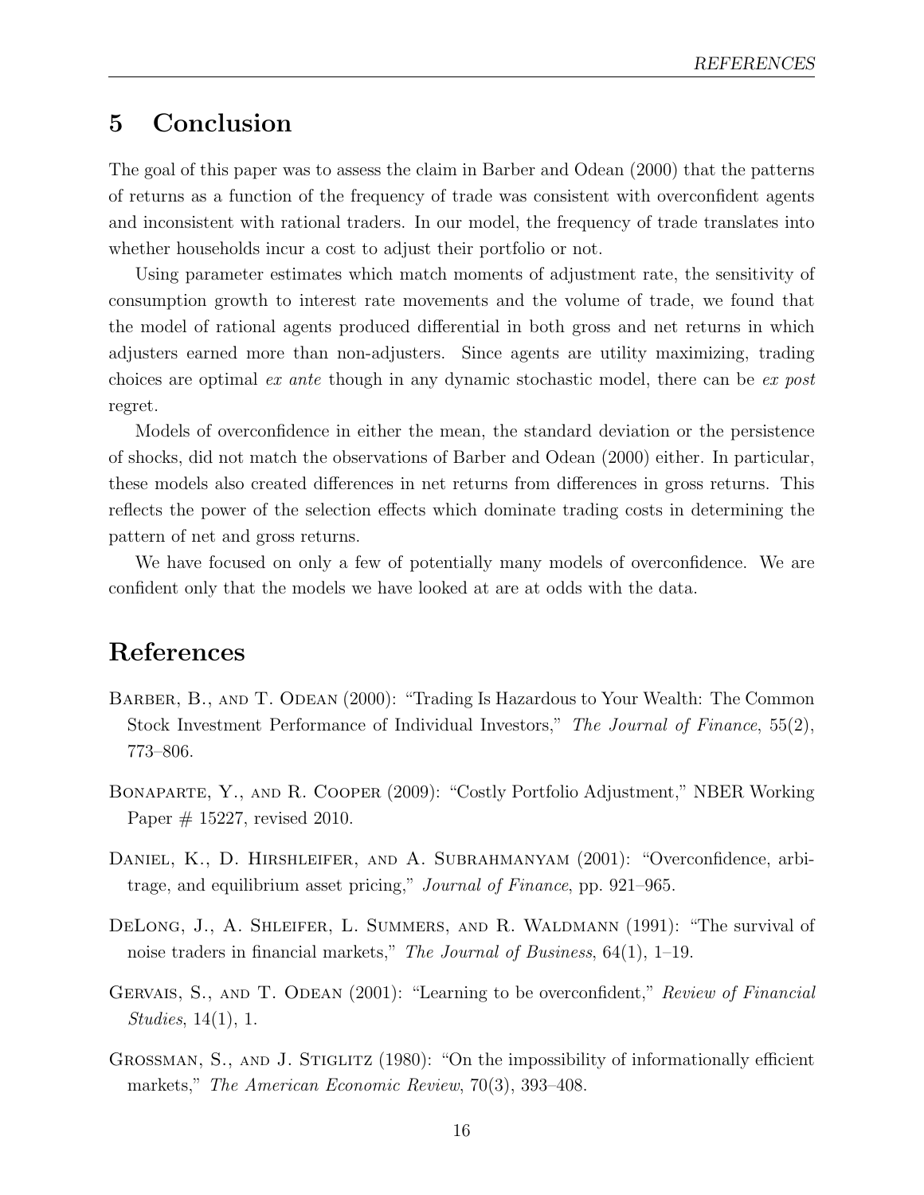## 5 Conclusion

The goal of this paper was to assess the claim in Barber and Odean (2000) that the patterns of returns as a function of the frequency of trade was consistent with overconfident agents and inconsistent with rational traders. In our model, the frequency of trade translates into whether households incur a cost to adjust their portfolio or not.

Using parameter estimates which match moments of adjustment rate, the sensitivity of consumption growth to interest rate movements and the volume of trade, we found that the model of rational agents produced differential in both gross and net returns in which adjusters earned more than non-adjusters. Since agents are utility maximizing, trading choices are optimal *ex ante* though in any dynamic stochastic model, there can be *ex post* regret.

Models of overconfidence in either the mean, the standard deviation or the persistence of shocks, did not match the observations of Barber and Odean (2000) either. In particular, these models also created differences in net returns from differences in gross returns. This reflects the power of the selection effects which dominate trading costs in determining the pattern of net and gross returns.

We have focused on only a few of potentially many models of overconfidence. We are confident only that the models we have looked at are at odds with the data.

## References

Barber, B., and T. Odean (2000): "Trading Is Hazardous to Your Wealth: The Common Stock Investment Performance of Individual Investors," *The Journal of Finance*, 55(2), 773–806.

Bonaparte, Y., and R. Cooper (2009): "Costly Portfolio Adjustment," NBER Working Paper # 15227, revised 2010.

Daniel, K., D. Hirshleifer, and A. Subrahmanyam (2001): "Overconfidence, arbitrage, and equilibrium asset pricing," *Journal of Finance*, pp. 921–965.

DeLong, J., A. Shleifer, L. Summers, and R. Waldmann (1991): "The survival of noise traders in financial markets," *The Journal of Business*, 64(1), 1–19.

Gervais, S., and T. Odean (2001): "Learning to be overconfident," *Review of Financial Studies*, 14(1), 1.

Grossman, S., and J. Stiglitz (1980): "On the impossibility of informationally efficient markets," *The American Economic Review*, 70(3), 393–408.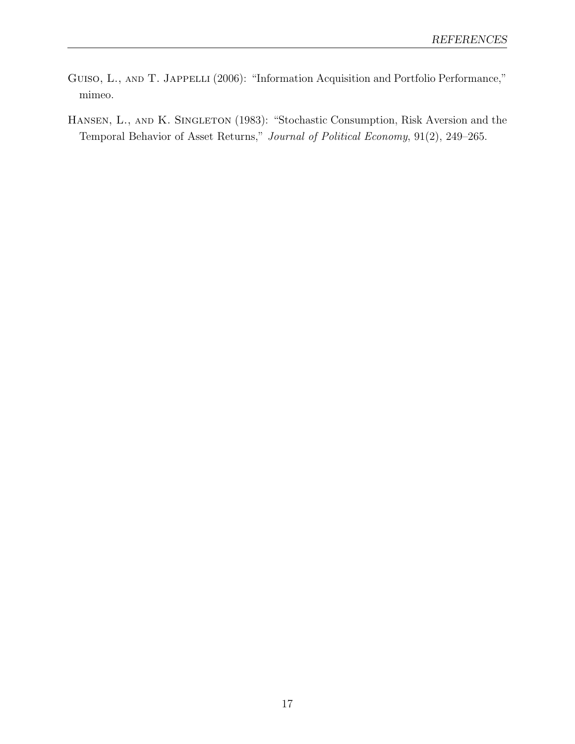Guiso, L., and T. Jappelli (2006): "Information Acquisition and Portfolio Performance," mimeo.

Hansen, L., and K. Singleton (1983): "Stochastic Consumption, Risk Aversion and the Temporal Behavior of Asset Returns," *Journal of Political Economy*, 91(2), 249–265.